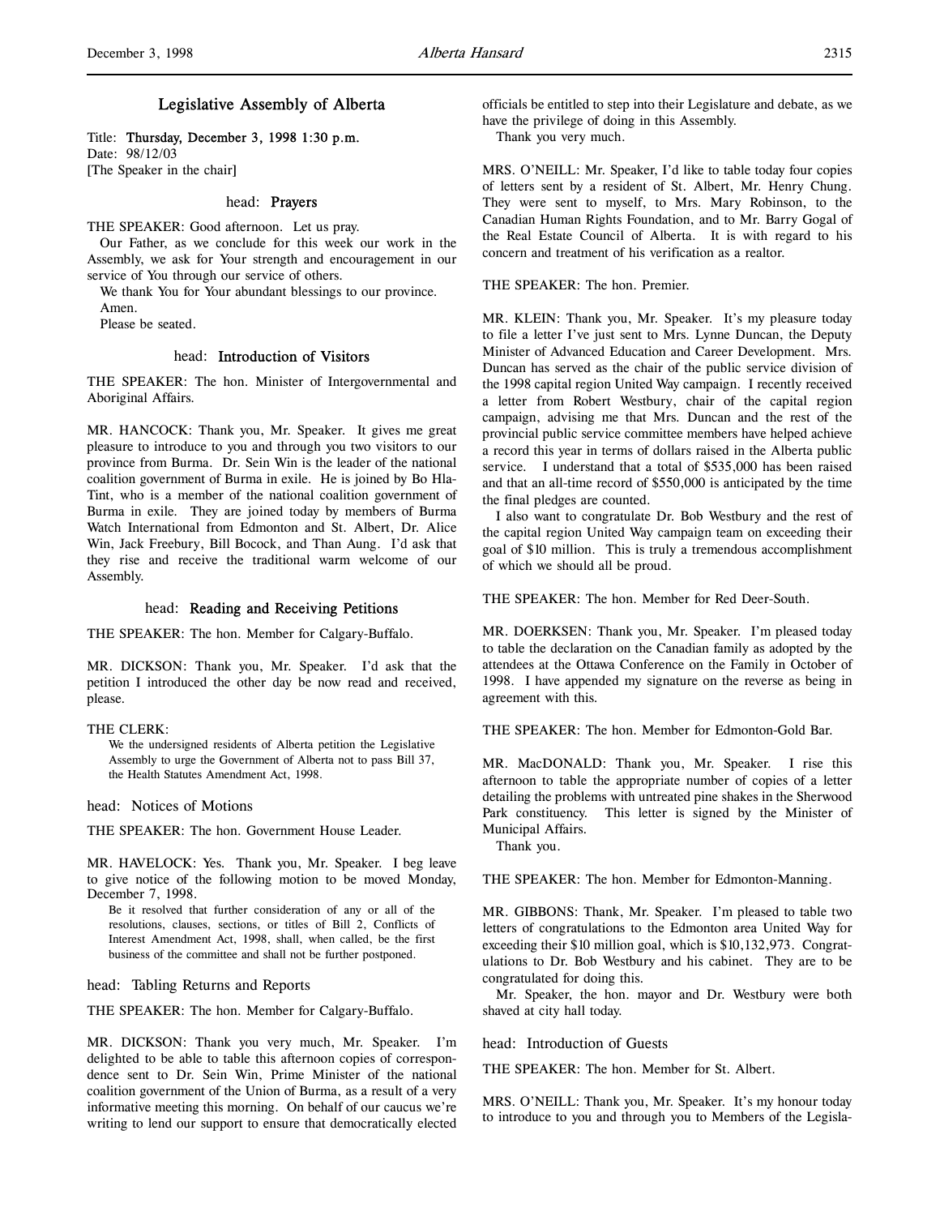# Legislative Assembly of Alberta

Title: **Thursday, December 3, 1998 1:30 p.m.**
Date: 98/12/03
[The Speaker in the chair]

## head: Prayers

THE SPEAKER: Good afternoon. Let us pray.

Our Father, as we conclude for this week our work in the Assembly, we ask for Your strength and encouragement in our service of You through our service of others.

We thank You for Your abundant blessings to our province.

Amen.

Please be seated.

## head: Introduction of Visitors

THE SPEAKER: The hon. Minister of Intergovernmental and Aboriginal Affairs.

MR. HANCOCK: Thank you, Mr. Speaker. It gives me great pleasure to introduce to you and through you two visitors to our province from Burma. Dr. Sein Win is the leader of the national coalition government of Burma in exile. He is joined by Bo Hla-Tint, who is a member of the national coalition government of Burma in exile. They are joined today by members of Burma Watch International from Edmonton and St. Albert, Dr. Alice Win, Jack Freebury, Bill Bocock, and Than Aung. I'd ask that they rise and receive the traditional warm welcome of our Assembly.

## head: Reading and Receiving Petitions

THE SPEAKER: The hon. Member for Calgary-Buffalo.

MR. DICKSON: Thank you, Mr. Speaker. I'd ask that the petition I introduced the other day be now read and received, please.

THE CLERK:

> We the undersigned residents of Alberta petition the Legislative Assembly to urge the Government of Alberta not to pass Bill 37, the Health Statutes Amendment Act, 1998.

## head: Notices of Motions

THE SPEAKER: The hon. Government House Leader.

MR. HAVELOCK: Yes. Thank you, Mr. Speaker. I beg leave to give notice of the following motion to be moved Monday, December 7, 1998.

> Be it resolved that further consideration of any or all of the resolutions, clauses, sections, or titles of Bill 2, Conflicts of Interest Amendment Act, 1998, shall, when called, be the first business of the committee and shall not be further postponed.

## head: Tabling Returns and Reports

THE SPEAKER: The hon. Member for Calgary-Buffalo.

MR. DICKSON: Thank you very much, Mr. Speaker. I'm delighted to be able to table this afternoon copies of correspondence sent to Dr. Sein Win, Prime Minister of the national coalition government of the Union of Burma, as a result of a very informative meeting this morning. On behalf of our caucus we're writing to lend our support to ensure that democratically elected officials be entitled to step into their Legislature and debate, as we have the privilege of doing in this Assembly.

Thank you very much.

MRS. O'NEILL: Mr. Speaker, I'd like to table today four copies of letters sent by a resident of St. Albert, Mr. Henry Chung. They were sent to myself, to Mrs. Mary Robinson, to the Canadian Human Rights Foundation, and to Mr. Barry Gogal of the Real Estate Council of Alberta. It is with regard to his concern and treatment of his verification as a realtor.

THE SPEAKER: The hon. Premier.

MR. KLEIN: Thank you, Mr. Speaker. It's my pleasure today to file a letter I've just sent to Mrs. Lynne Duncan, the Deputy Minister of Advanced Education and Career Development. Mrs. Duncan has served as the chair of the public service division of the 1998 capital region United Way campaign. I recently received a letter from Robert Westbury, chair of the capital region campaign, advising me that Mrs. Duncan and the rest of the provincial public service committee members have helped achieve a record this year in terms of dollars raised in the Alberta public service. I understand that a total of $535,000 has been raised and that an all-time record of $550,000 is anticipated by the time the final pledges are counted.

I also want to congratulate Dr. Bob Westbury and the rest of the capital region United Way campaign team on exceeding their goal of $10 million. This is truly a tremendous accomplishment of which we should all be proud.

THE SPEAKER: The hon. Member for Red Deer-South.

MR. DOERKSEN: Thank you, Mr. Speaker. I'm pleased today to table the declaration on the Canadian family as adopted by the attendees at the Ottawa Conference on the Family in October of 1998. I have appended my signature on the reverse as being in agreement with this.

THE SPEAKER: The hon. Member for Edmonton-Gold Bar.

MR. MacDONALD: Thank you, Mr. Speaker. I rise this afternoon to table the appropriate number of copies of a letter detailing the problems with untreated pine shakes in the Sherwood Park constituency. This letter is signed by the Minister of Municipal Affairs.

Thank you.

THE SPEAKER: The hon. Member for Edmonton-Manning.

MR. GIBBONS: Thank, Mr. Speaker. I'm pleased to table two letters of congratulations to the Edmonton area United Way for exceeding their $10 million goal, which is $10,132,973. Congratulations to Dr. Bob Westbury and his cabinet. They are to be congratulated for doing this.

Mr. Speaker, the hon. mayor and Dr. Westbury were both shaved at city hall today.

## head: Introduction of Guests

THE SPEAKER: The hon. Member for St. Albert.

MRS. O'NEILL: Thank you, Mr. Speaker. It's my honour today to introduce to you and through you to Members of the Legisla-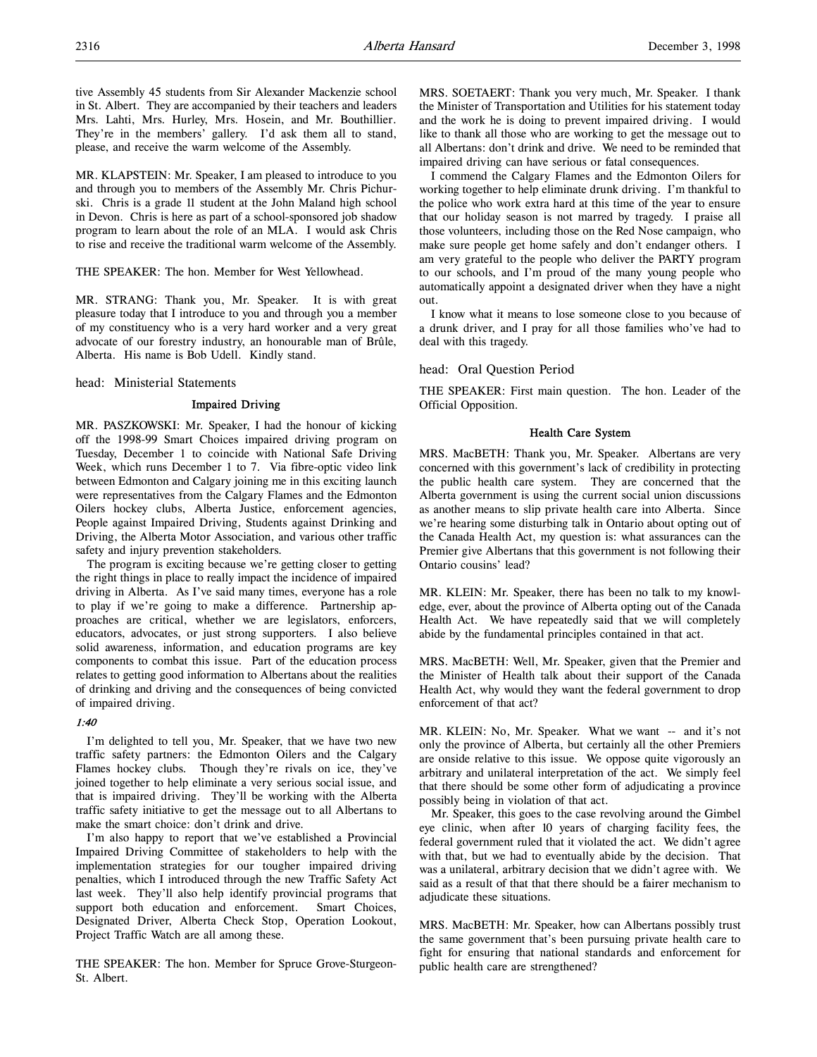tive Assembly 45 students from Sir Alexander Mackenzie school in St. Albert. They are accompanied by their teachers and leaders Mrs. Lahti, Mrs. Hurley, Mrs. Hosein, and Mr. Bouthillier. They're in the members' gallery. I'd ask them all to stand, please, and receive the warm welcome of the Assembly.

MR. KLAPSTEIN: Mr. Speaker, I am pleased to introduce to you and through you to members of the Assembly Mr. Chris Pichurski. Chris is a grade 11 student at the John Maland high school in Devon. Chris is here as part of a school-sponsored job shadow program to learn about the role of an MLA. I would ask Chris to rise and receive the traditional warm welcome of the Assembly.

THE SPEAKER: The hon. Member for West Yellowhead.

MR. STRANG: Thank you, Mr. Speaker. It is with great pleasure today that I introduce to you and through you a member of my constituency who is a very hard worker and a very great advocate of our forestry industry, an honourable man of Brûle, Alberta. His name is Bob Udell. Kindly stand.

head: Ministerial Statements

### Impaired Driving

MR. PASZKOWSKI: Mr. Speaker, I had the honour of kicking off the 1998-99 Smart Choices impaired driving program on Tuesday, December 1 to coincide with National Safe Driving Week, which runs December 1 to 7. Via fibre-optic video link between Edmonton and Calgary joining me in this exciting launch were representatives from the Calgary Flames and the Edmonton Oilers hockey clubs, Alberta Justice, enforcement agencies, People against Impaired Driving, Students against Drinking and Driving, the Alberta Motor Association, and various other traffic safety and injury prevention stakeholders.

The program is exciting because we're getting closer to getting the right things in place to really impact the incidence of impaired driving in Alberta. As I've said many times, everyone has a role to play if we're going to make a difference. Partnership approaches are critical, whether we are legislators, enforcers, educators, advocates, or just strong supporters. I also believe solid awareness, information, and education programs are key components to combat this issue. Part of the education process relates to getting good information to Albertans about the realities of drinking and driving and the consequences of being convicted of impaired driving.

*1:40*

I'm delighted to tell you, Mr. Speaker, that we have two new traffic safety partners: the Edmonton Oilers and the Calgary Flames hockey clubs. Though they're rivals on ice, they've joined together to help eliminate a very serious social issue, and that is impaired driving. They'll be working with the Alberta traffic safety initiative to get the message out to all Albertans to make the smart choice: don't drink and drive.

I'm also happy to report that we've established a Provincial Impaired Driving Committee of stakeholders to help with the implementation strategies for our tougher impaired driving penalties, which I introduced through the new Traffic Safety Act last week. They'll also help identify provincial programs that support both education and enforcement. Smart Choices, Designated Driver, Alberta Check Stop, Operation Lookout, Project Traffic Watch are all among these.

THE SPEAKER: The hon. Member for Spruce Grove-Sturgeon-St. Albert.

MRS. SOETAERT: Thank you very much, Mr. Speaker. I thank the Minister of Transportation and Utilities for his statement today and the work he is doing to prevent impaired driving. I would like to thank all those who are working to get the message out to all Albertans: don't drink and drive. We need to be reminded that impaired driving can have serious or fatal consequences.

I commend the Calgary Flames and the Edmonton Oilers for working together to help eliminate drunk driving. I'm thankful to the police who work extra hard at this time of the year to ensure that our holiday season is not marred by tragedy. I praise all those volunteers, including those on the Red Nose campaign, who make sure people get home safely and don't endanger others. I am very grateful to the people who deliver the PARTY program to our schools, and I'm proud of the many young people who automatically appoint a designated driver when they have a night out.

I know what it means to lose someone close to you because of a drunk driver, and I pray for all those families who've had to deal with this tragedy.

head: Oral Question Period

THE SPEAKER: First main question. The hon. Leader of the Official Opposition.

### Health Care System

MRS. MacBETH: Thank you, Mr. Speaker. Albertans are very concerned with this government's lack of credibility in protecting the public health care system. They are concerned that the Alberta government is using the current social union discussions as another means to slip private health care into Alberta. Since we're hearing some disturbing talk in Ontario about opting out of the Canada Health Act, my question is: what assurances can the Premier give Albertans that this government is not following their Ontario cousins' lead?

MR. KLEIN: Mr. Speaker, there has been no talk to my knowledge, ever, about the province of Alberta opting out of the Canada Health Act. We have repeatedly said that we will completely abide by the fundamental principles contained in that act.

MRS. MacBETH: Well, Mr. Speaker, given that the Premier and the Minister of Health talk about their support of the Canada Health Act, why would they want the federal government to drop enforcement of that act?

MR. KLEIN: No, Mr. Speaker. What we want -- and it's not only the province of Alberta, but certainly all the other Premiers are onside relative to this issue. We oppose quite vigorously an arbitrary and unilateral interpretation of the act. We simply feel that there should be some other form of adjudicating a province possibly being in violation of that act.

Mr. Speaker, this goes to the case revolving around the Gimbel eye clinic, when after 10 years of charging facility fees, the federal government ruled that it violated the act. We didn't agree with that, but we had to eventually abide by the decision. That was a unilateral, arbitrary decision that we didn't agree with. We said as a result of that that there should be a fairer mechanism to adjudicate these situations.

MRS. MacBETH: Mr. Speaker, how can Albertans possibly trust the same government that's been pursuing private health care to fight for ensuring that national standards and enforcement for public health care are strengthened?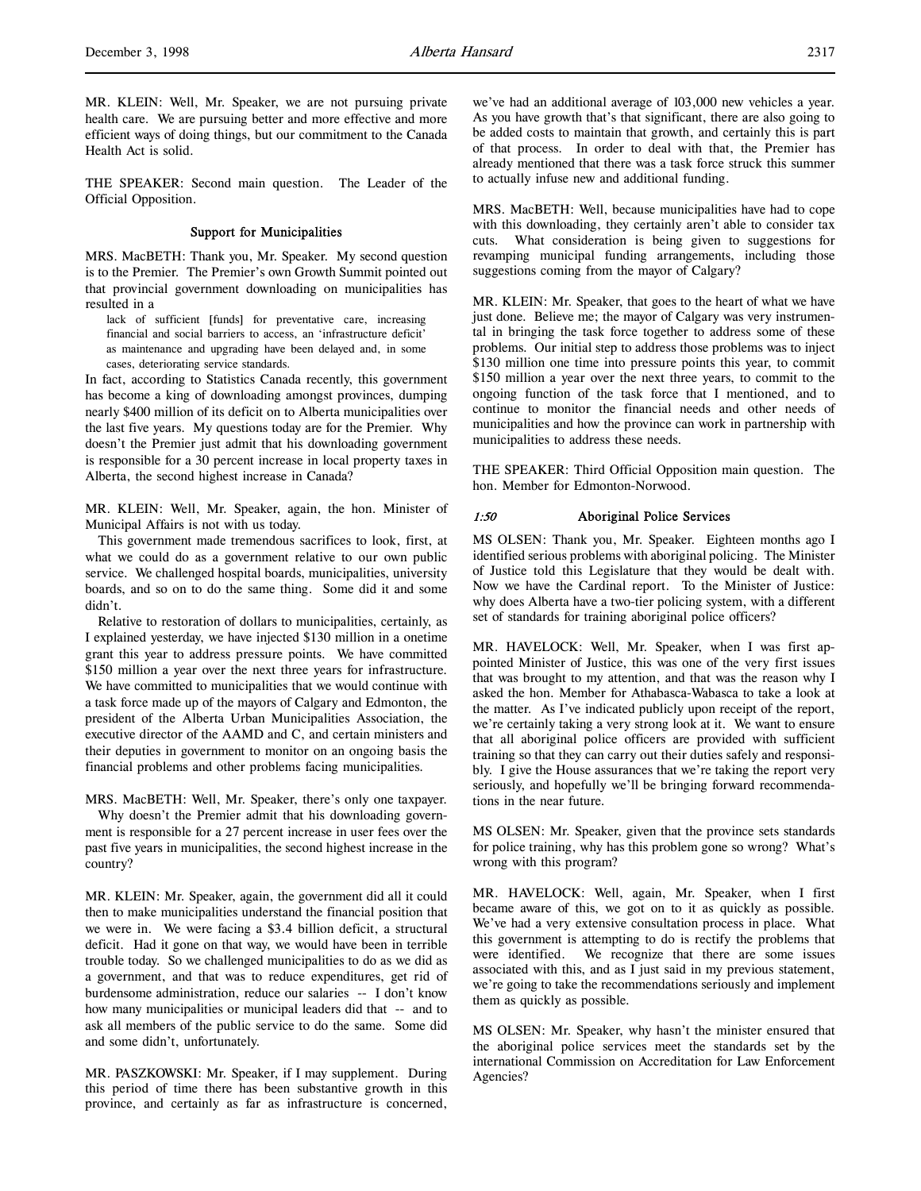MR. KLEIN: Well, Mr. Speaker, we are not pursuing private health care. We are pursuing better and more effective and more efficient ways of doing things, but our commitment to the Canada Health Act is solid.

THE SPEAKER: Second main question. The Leader of the Official Opposition.

### Support for Municipalities

MRS. MacBETH: Thank you, Mr. Speaker. My second question is to the Premier. The Premier's own Growth Summit pointed out that provincial government downloading on municipalities has resulted in a

> lack of sufficient [funds] for preventative care, increasing financial and social barriers to access, an 'infrastructure deficit' as maintenance and upgrading have been delayed and, in some cases, deteriorating service standards.

In fact, according to Statistics Canada recently, this government has become a king of downloading amongst provinces, dumping nearly $400 million of its deficit on to Alberta municipalities over the last five years. My questions today are for the Premier. Why doesn't the Premier just admit that his downloading government is responsible for a 30 percent increase in local property taxes in Alberta, the second highest increase in Canada?

MR. KLEIN: Well, Mr. Speaker, again, the hon. Minister of Municipal Affairs is not with us today.

This government made tremendous sacrifices to look, first, at what we could do as a government relative to our own public service. We challenged hospital boards, municipalities, university boards, and so on to do the same thing. Some did it and some didn't.

Relative to restoration of dollars to municipalities, certainly, as I explained yesterday, we have injected $130 million in a onetime grant this year to address pressure points. We have committed $150 million a year over the next three years for infrastructure. We have committed to municipalities that we would continue with a task force made up of the mayors of Calgary and Edmonton, the president of the Alberta Urban Municipalities Association, the executive director of the AAMD and C, and certain ministers and their deputies in government to monitor on an ongoing basis the financial problems and other problems facing municipalities.

MRS. MacBETH: Well, Mr. Speaker, there's only one taxpayer.

Why doesn't the Premier admit that his downloading government is responsible for a 27 percent increase in user fees over the past five years in municipalities, the second highest increase in the country?

MR. KLEIN: Mr. Speaker, again, the government did all it could then to make municipalities understand the financial position that we were in. We were facing a $3.4 billion deficit, a structural deficit. Had it gone on that way, we would have been in terrible trouble today. So we challenged municipalities to do as we did as a government, and that was to reduce expenditures, get rid of burdensome administration, reduce our salaries -- I don't know how many municipalities or municipal leaders did that -- and to ask all members of the public service to do the same. Some did and some didn't, unfortunately.

MR. PASZKOWSKI: Mr. Speaker, if I may supplement. During this period of time there has been substantive growth in this province, and certainly as far as infrastructure is concerned, we've had an additional average of 103,000 new vehicles a year. As you have growth that's that significant, there are also going to be added costs to maintain that growth, and certainly this is part of that process. In order to deal with that, the Premier has already mentioned that there was a task force struck this summer to actually infuse new and additional funding.

MRS. MacBETH: Well, because municipalities have had to cope with this downloading, they certainly aren't able to consider tax cuts. What consideration is being given to suggestions for revamping municipal funding arrangements, including those suggestions coming from the mayor of Calgary?

MR. KLEIN: Mr. Speaker, that goes to the heart of what we have just done. Believe me; the mayor of Calgary was very instrumental in bringing the task force together to address some of these problems. Our initial step to address those problems was to inject $130 million one time into pressure points this year, to commit $150 million a year over the next three years, to commit to the ongoing function of the task force that I mentioned, and to continue to monitor the financial needs and other needs of municipalities and how the province can work in partnership with municipalities to address these needs.

THE SPEAKER: Third Official Opposition main question. The hon. Member for Edmonton-Norwood.

### *1:50* Aboriginal Police Services

MS OLSEN: Thank you, Mr. Speaker. Eighteen months ago I identified serious problems with aboriginal policing. The Minister of Justice told this Legislature that they would be dealt with. Now we have the Cardinal report. To the Minister of Justice: why does Alberta have a two-tier policing system, with a different set of standards for training aboriginal police officers?

MR. HAVELOCK: Well, Mr. Speaker, when I was first appointed Minister of Justice, this was one of the very first issues that was brought to my attention, and that was the reason why I asked the hon. Member for Athabasca-Wabasca to take a look at the matter. As I've indicated publicly upon receipt of the report, we're certainly taking a very strong look at it. We want to ensure that all aboriginal police officers are provided with sufficient training so that they can carry out their duties safely and responsibly. I give the House assurances that we're taking the report very seriously, and hopefully we'll be bringing forward recommendations in the near future.

MS OLSEN: Mr. Speaker, given that the province sets standards for police training, why has this problem gone so wrong? What's wrong with this program?

MR. HAVELOCK: Well, again, Mr. Speaker, when I first became aware of this, we got on to it as quickly as possible. We've had a very extensive consultation process in place. What this government is attempting to do is rectify the problems that were identified. We recognize that there are some issues associated with this, and as I just said in my previous statement, we're going to take the recommendations seriously and implement them as quickly as possible.

MS OLSEN: Mr. Speaker, why hasn't the minister ensured that the aboriginal police services meet the standards set by the international Commission on Accreditation for Law Enforcement Agencies?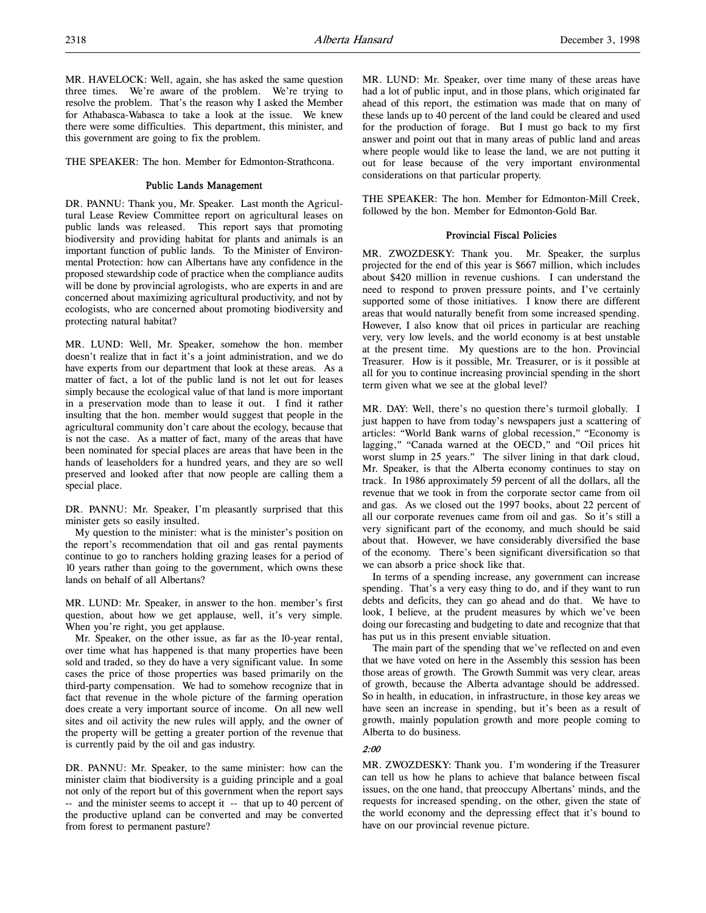MR. HAVELOCK: Well, again, she has asked the same question three times. We're aware of the problem. We're trying to resolve the problem. That's the reason why I asked the Member for Athabasca-Wabasca to take a look at the issue. We knew there were some difficulties. This department, this minister, and this government are going to fix the problem.

THE SPEAKER: The hon. Member for Edmonton-Strathcona.

### Public Lands Management

DR. PANNU: Thank you, Mr. Speaker. Last month the Agricultural Lease Review Committee report on agricultural leases on public lands was released. This report says that promoting biodiversity and providing habitat for plants and animals is an important function of public lands. To the Minister of Environmental Protection: how can Albertans have any confidence in the proposed stewardship code of practice when the compliance audits will be done by provincial agrologists, who are experts in and are concerned about maximizing agricultural productivity, and not by ecologists, who are concerned about promoting biodiversity and protecting natural habitat?

MR. LUND: Well, Mr. Speaker, somehow the hon. member doesn't realize that in fact it's a joint administration, and we do have experts from our department that look at these areas. As a matter of fact, a lot of the public land is not let out for leases simply because the ecological value of that land is more important in a preservation mode than to lease it out. I find it rather insulting that the hon. member would suggest that people in the agricultural community don't care about the ecology, because that is not the case. As a matter of fact, many of the areas that have been nominated for special places are areas that have been in the hands of leaseholders for a hundred years, and they are so well preserved and looked after that now people are calling them a special place.

DR. PANNU: Mr. Speaker, I'm pleasantly surprised that this minister gets so easily insulted.

My question to the minister: what is the minister's position on the report's recommendation that oil and gas rental payments continue to go to ranchers holding grazing leases for a period of 10 years rather than going to the government, which owns these lands on behalf of all Albertans?

MR. LUND: Mr. Speaker, in answer to the hon. member's first question, about how we get applause, well, it's very simple. When you're right, you get applause.

Mr. Speaker, on the other issue, as far as the 10-year rental, over time what has happened is that many properties have been sold and traded, so they do have a very significant value. In some cases the price of those properties was based primarily on the third-party compensation. We had to somehow recognize that in fact that revenue in the whole picture of the farming operation does create a very important source of income. On all new well sites and oil activity the new rules will apply, and the owner of the property will be getting a greater portion of the revenue that is currently paid by the oil and gas industry.

DR. PANNU: Mr. Speaker, to the same minister: how can the minister claim that biodiversity is a guiding principle and a goal not only of the report but of this government when the report says -- and the minister seems to accept it -- that up to 40 percent of the productive upland can be converted and may be converted from forest to permanent pasture?

MR. LUND: Mr. Speaker, over time many of these areas have had a lot of public input, and in those plans, which originated far ahead of this report, the estimation was made that on many of these lands up to 40 percent of the land could be cleared and used for the production of forage. But I must go back to my first answer and point out that in many areas of public land and areas where people would like to lease the land, we are not putting it out for lease because of the very important environmental considerations on that particular property.

THE SPEAKER: The hon. Member for Edmonton-Mill Creek, followed by the hon. Member for Edmonton-Gold Bar.

### Provincial Fiscal Policies

MR. ZWOZDESKY: Thank you. Mr. Speaker, the surplus projected for the end of this year is $667 million, which includes about $420 million in revenue cushions. I can understand the need to respond to proven pressure points, and I've certainly supported some of those initiatives. I know there are different areas that would naturally benefit from some increased spending. However, I also know that oil prices in particular are reaching very, very low levels, and the world economy is at best unstable at the present time. My questions are to the hon. Provincial Treasurer. How is it possible, Mr. Treasurer, or is it possible at all for you to continue increasing provincial spending in the short term given what we see at the global level?

MR. DAY: Well, there's no question there's turmoil globally. I just happen to have from today's newspapers just a scattering of articles: "World Bank warns of global recession," "Economy is lagging," "Canada warned at the OECD," and "Oil prices hit worst slump in 25 years." The silver lining in that dark cloud, Mr. Speaker, is that the Alberta economy continues to stay on track. In 1986 approximately 59 percent of all the dollars, all the revenue that we took in from the corporate sector came from oil and gas. As we closed out the 1997 books, about 22 percent of all our corporate revenues came from oil and gas. So it's still a very significant part of the economy, and much should be said about that. However, we have considerably diversified the base of the economy. There's been significant diversification so that we can absorb a price shock like that.

In terms of a spending increase, any government can increase spending. That's a very easy thing to do, and if they want to run debts and deficits, they can go ahead and do that. We have to look, I believe, at the prudent measures by which we've been doing our forecasting and budgeting to date and recognize that that has put us in this present enviable situation.

The main part of the spending that we've reflected on and even that we have voted on here in the Assembly this session has been those areas of growth. The Growth Summit was very clear, areas of growth, because the Alberta advantage should be addressed. So in health, in education, in infrastructure, in those key areas we have seen an increase in spending, but it's been as a result of growth, mainly population growth and more people coming to Alberta to do business.

*2:00*

MR. ZWOZDESKY: Thank you. I'm wondering if the Treasurer can tell us how he plans to achieve that balance between fiscal issues, on the one hand, that preoccupy Albertans' minds, and the requests for increased spending, on the other, given the state of the world economy and the depressing effect that it's bound to have on our provincial revenue picture.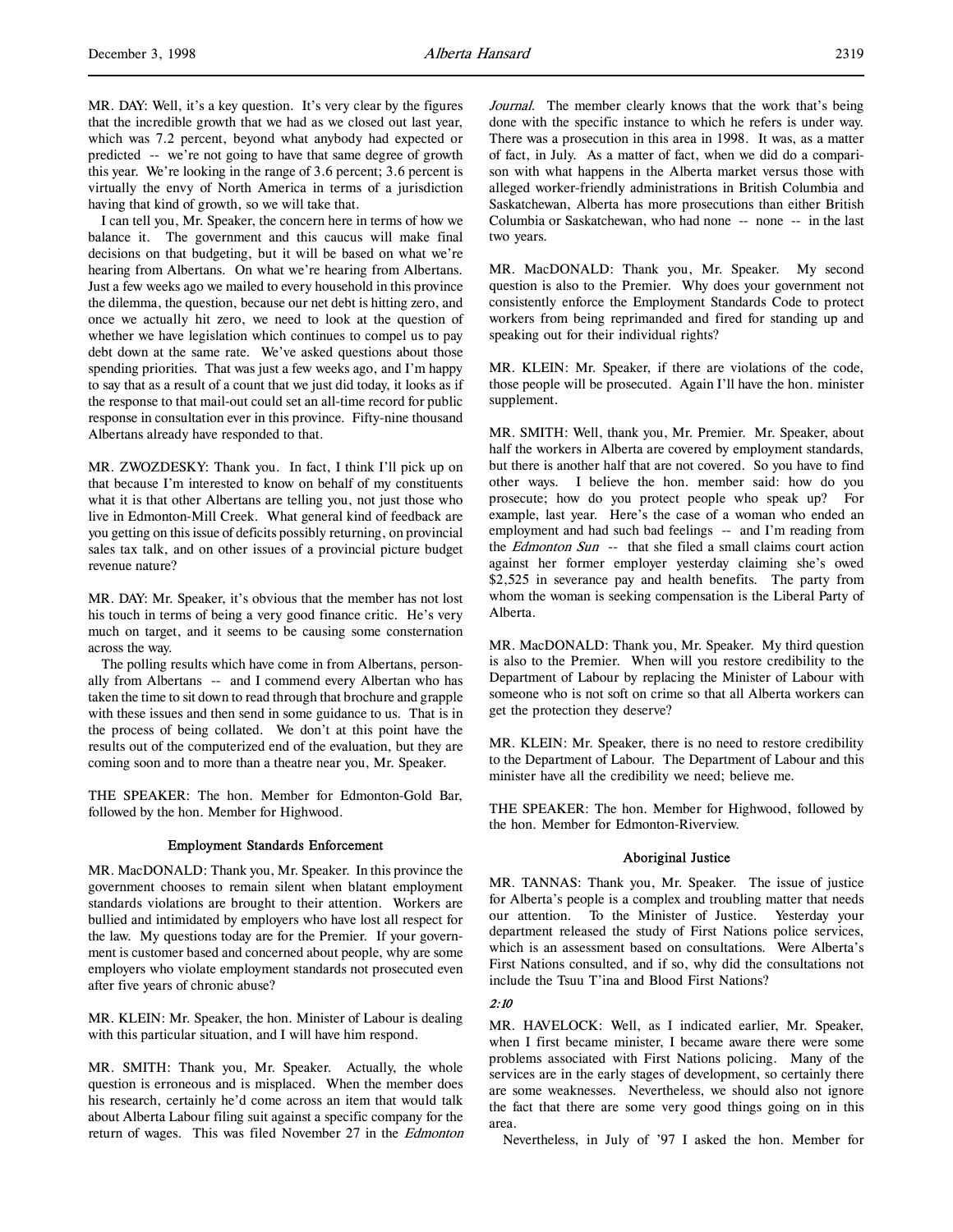MR. DAY: Well, it's a key question. It's very clear by the figures that the incredible growth that we had as we closed out last year, which was 7.2 percent, beyond what anybody had expected or predicted -- we're not going to have that same degree of growth this year. We're looking in the range of 3.6 percent; 3.6 percent is virtually the envy of North America in terms of a jurisdiction having that kind of growth, so we will take that.

I can tell you, Mr. Speaker, the concern here in terms of how we balance it. The government and this caucus will make final decisions on that budgeting, but it will be based on what we're hearing from Albertans. On what we're hearing from Albertans. Just a few weeks ago we mailed to every household in this province the dilemma, the question, because our net debt is hitting zero, and once we actually hit zero, we need to look at the question of whether we have legislation which continues to compel us to pay debt down at the same rate. We've asked questions about those spending priorities. That was just a few weeks ago, and I'm happy to say that as a result of a count that we just did today, it looks as if the response to that mail-out could set an all-time record for public response in consultation ever in this province. Fifty-nine thousand Albertans already have responded to that.

MR. ZWOZDESKY: Thank you. In fact, I think I'll pick up on that because I'm interested to know on behalf of my constituents what it is that other Albertans are telling you, not just those who live in Edmonton-Mill Creek. What general kind of feedback are you getting on this issue of deficits possibly returning, on provincial sales tax talk, and on other issues of a provincial picture budget revenue nature?

MR. DAY: Mr. Speaker, it's obvious that the member has not lost his touch in terms of being a very good finance critic. He's very much on target, and it seems to be causing some consternation across the way.

The polling results which have come in from Albertans, personally from Albertans -- and I commend every Albertan who has taken the time to sit down to read through that brochure and grapple with these issues and then send in some guidance to us. That is in the process of being collated. We don't at this point have the results out of the computerized end of the evaluation, but they are coming soon and to more than a theatre near you, Mr. Speaker.

THE SPEAKER: The hon. Member for Edmonton-Gold Bar, followed by the hon. Member for Highwood.

## Employment Standards Enforcement

MR. MacDONALD: Thank you, Mr. Speaker. In this province the government chooses to remain silent when blatant employment standards violations are brought to their attention. Workers are bullied and intimidated by employers who have lost all respect for the law. My questions today are for the Premier. If your government is customer based and concerned about people, why are some employers who violate employment standards not prosecuted even after five years of chronic abuse?

MR. KLEIN: Mr. Speaker, the hon. Minister of Labour is dealing with this particular situation, and I will have him respond.

MR. SMITH: Thank you, Mr. Speaker. Actually, the whole question is erroneous and is misplaced. When the member does his research, certainly he'd come across an item that would talk about Alberta Labour filing suit against a specific company for the return of wages. This was filed November 27 in the *Edmonton Journal*. The member clearly knows that the work that's being done with the specific instance to which he refers is under way. There was a prosecution in this area in 1998. It was, as a matter of fact, in July. As a matter of fact, when we did do a comparison with what happens in the Alberta market versus those with alleged worker-friendly administrations in British Columbia and Saskatchewan, Alberta has more prosecutions than either British Columbia or Saskatchewan, who had none -- none -- in the last two years.

MR. MacDONALD: Thank you, Mr. Speaker. My second question is also to the Premier. Why does your government not consistently enforce the Employment Standards Code to protect workers from being reprimanded and fired for standing up and speaking out for their individual rights?

MR. KLEIN: Mr. Speaker, if there are violations of the code, those people will be prosecuted. Again I'll have the hon. minister supplement.

MR. SMITH: Well, thank you, Mr. Premier. Mr. Speaker, about half the workers in Alberta are covered by employment standards, but there is another half that are not covered. So you have to find other ways. I believe the hon. member said: how do you prosecute; how do you protect people who speak up? For example, last year. Here's the case of a woman who ended an employment and had such bad feelings -- and I'm reading from the *Edmonton Sun* -- that she filed a small claims court action against her former employer yesterday claiming she's owed $2,525 in severance pay and health benefits. The party from whom the woman is seeking compensation is the Liberal Party of Alberta.

MR. MacDONALD: Thank you, Mr. Speaker. My third question is also to the Premier. When will you restore credibility to the Department of Labour by replacing the Minister of Labour with someone who is not soft on crime so that all Alberta workers can get the protection they deserve?

MR. KLEIN: Mr. Speaker, there is no need to restore credibility to the Department of Labour. The Department of Labour and this minister have all the credibility we need; believe me.

THE SPEAKER: The hon. Member for Highwood, followed by the hon. Member for Edmonton-Riverview.

## Aboriginal Justice

MR. TANNAS: Thank you, Mr. Speaker. The issue of justice for Alberta's people is a complex and troubling matter that needs our attention. To the Minister of Justice. Yesterday your department released the study of First Nations police services, which is an assessment based on consultations. Were Alberta's First Nations consulted, and if so, why did the consultations not include the Tsuu T'ina and Blood First Nations?

*2:10*

MR. HAVELOCK: Well, as I indicated earlier, Mr. Speaker, when I first became minister, I became aware there were some problems associated with First Nations policing. Many of the services are in the early stages of development, so certainly there are some weaknesses. Nevertheless, we should also not ignore the fact that there are some very good things going on in this area.

Nevertheless, in July of '97 I asked the hon. Member for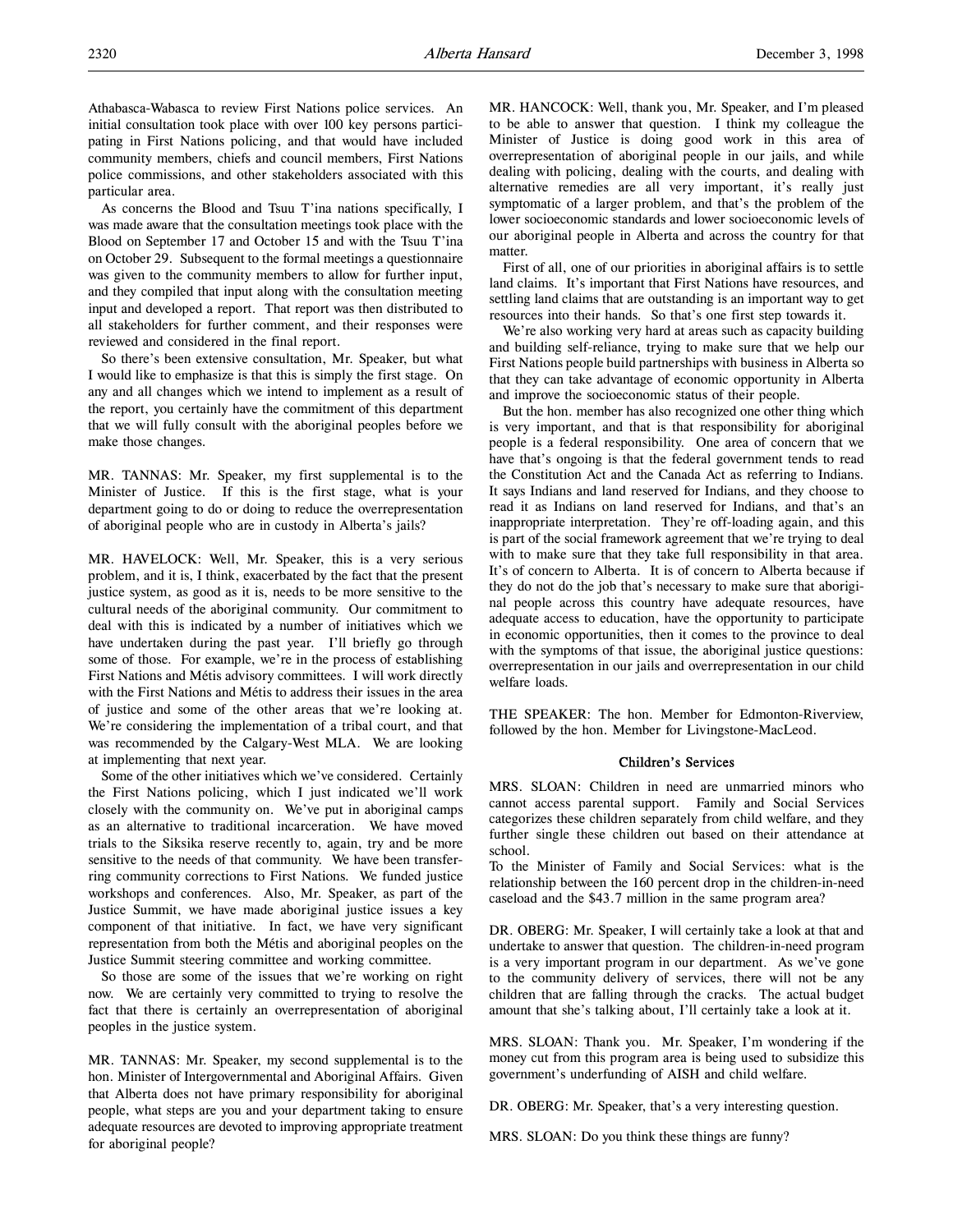Athabasca-Wabasca to review First Nations police services. An initial consultation took place with over 100 key persons participating in First Nations policing, and that would have included community members, chiefs and council members, First Nations police commissions, and other stakeholders associated with this particular area.

As concerns the Blood and Tsuu T'ina nations specifically, I was made aware that the consultation meetings took place with the Blood on September 17 and October 15 and with the Tsuu T'ina on October 29. Subsequent to the formal meetings a questionnaire was given to the community members to allow for further input, and they compiled that input along with the consultation meeting input and developed a report. That report was then distributed to all stakeholders for further comment, and their responses were reviewed and considered in the final report.

So there's been extensive consultation, Mr. Speaker, but what I would like to emphasize is that this is simply the first stage. On any and all changes which we intend to implement as a result of the report, you certainly have the commitment of this department that we will fully consult with the aboriginal peoples before we make those changes.

MR. TANNAS: Mr. Speaker, my first supplemental is to the Minister of Justice. If this is the first stage, what is your department going to do or doing to reduce the overrepresentation of aboriginal people who are in custody in Alberta's jails?

MR. HAVELOCK: Well, Mr. Speaker, this is a very serious problem, and it is, I think, exacerbated by the fact that the present justice system, as good as it is, needs to be more sensitive to the cultural needs of the aboriginal community. Our commitment to deal with this is indicated by a number of initiatives which we have undertaken during the past year. I'll briefly go through some of those. For example, we're in the process of establishing First Nations and Métis advisory committees. I will work directly with the First Nations and Métis to address their issues in the area of justice and some of the other areas that we're looking at. We're considering the implementation of a tribal court, and that was recommended by the Calgary-West MLA. We are looking at implementing that next year.

Some of the other initiatives which we've considered. Certainly the First Nations policing, which I just indicated we'll work closely with the community on. We've put in aboriginal camps as an alternative to traditional incarceration. We have moved trials to the Siksika reserve recently to, again, try and be more sensitive to the needs of that community. We have been transferring community corrections to First Nations. We funded justice workshops and conferences. Also, Mr. Speaker, as part of the Justice Summit, we have made aboriginal justice issues a key component of that initiative. In fact, we have very significant representation from both the Métis and aboriginal peoples on the Justice Summit steering committee and working committee.

So those are some of the issues that we're working on right now. We are certainly very committed to trying to resolve the fact that there is certainly an overrepresentation of aboriginal peoples in the justice system.

MR. TANNAS: Mr. Speaker, my second supplemental is to the hon. Minister of Intergovernmental and Aboriginal Affairs. Given that Alberta does not have primary responsibility for aboriginal people, what steps are you and your department taking to ensure adequate resources are devoted to improving appropriate treatment for aboriginal people?

MR. HANCOCK: Well, thank you, Mr. Speaker, and I'm pleased to be able to answer that question. I think my colleague the Minister of Justice is doing good work in this area of overrepresentation of aboriginal people in our jails, and while dealing with policing, dealing with the courts, and dealing with alternative remedies are all very important, it's really just symptomatic of a larger problem, and that's the problem of the lower socioeconomic standards and lower socioeconomic levels of our aboriginal people in Alberta and across the country for that matter.

First of all, one of our priorities in aboriginal affairs is to settle land claims. It's important that First Nations have resources, and settling land claims that are outstanding is an important way to get resources into their hands. So that's one first step towards it.

We're also working very hard at areas such as capacity building and building self-reliance, trying to make sure that we help our First Nations people build partnerships with business in Alberta so that they can take advantage of economic opportunity in Alberta and improve the socioeconomic status of their people.

But the hon. member has also recognized one other thing which is very important, and that is that responsibility for aboriginal people is a federal responsibility. One area of concern that we have that's ongoing is that the federal government tends to read the Constitution Act and the Canada Act as referring to Indians. It says Indians and land reserved for Indians, and they choose to read it as Indians on land reserved for Indians, and that's an inappropriate interpretation. They're off-loading again, and this is part of the social framework agreement that we're trying to deal with to make sure that they take full responsibility in that area. It's of concern to Alberta. It is of concern to Alberta because if they do not do the job that's necessary to make sure that aboriginal people across this country have adequate resources, have adequate access to education, have the opportunity to participate in economic opportunities, then it comes to the province to deal with the symptoms of that issue, the aboriginal justice questions: overrepresentation in our jails and overrepresentation in our child welfare loads.

THE SPEAKER: The hon. Member for Edmonton-Riverview, followed by the hon. Member for Livingstone-MacLeod.

### Children's Services

MRS. SLOAN: Children in need are unmarried minors who cannot access parental support. Family and Social Services categorizes these children separately from child welfare, and they further single these children out based on their attendance at school.

To the Minister of Family and Social Services: what is the relationship between the 160 percent drop in the children-in-need caseload and the $43.7 million in the same program area?

DR. OBERG: Mr. Speaker, I will certainly take a look at that and undertake to answer that question. The children-in-need program is a very important program in our department. As we've gone to the community delivery of services, there will not be any children that are falling through the cracks. The actual budget amount that she's talking about, I'll certainly take a look at it.

MRS. SLOAN: Thank you. Mr. Speaker, I'm wondering if the money cut from this program area is being used to subsidize this government's underfunding of AISH and child welfare.

DR. OBERG: Mr. Speaker, that's a very interesting question.

MRS. SLOAN: Do you think these things are funny?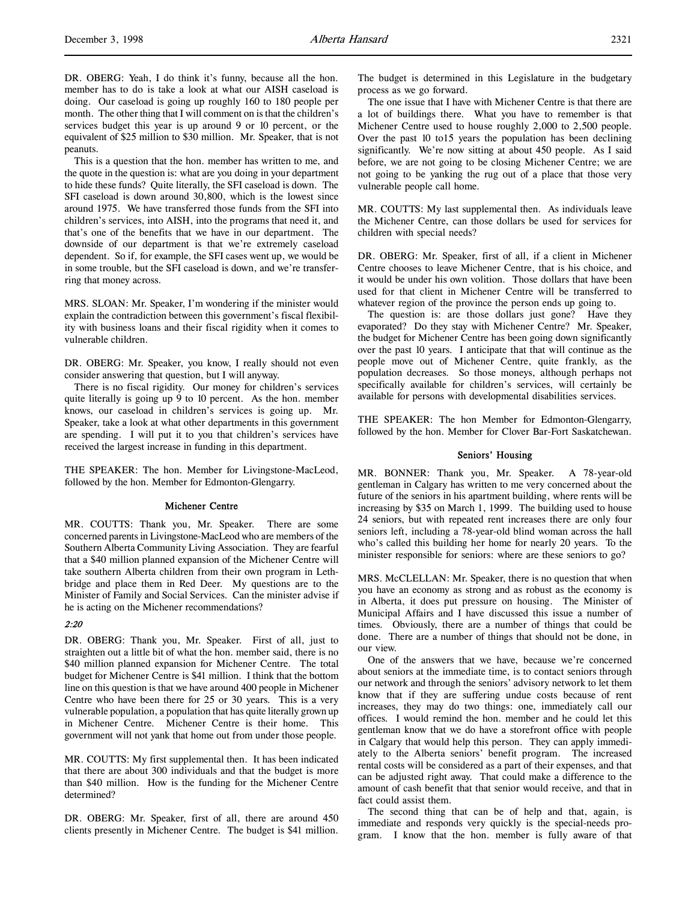DR. OBERG: Yeah, I do think it's funny, because all the hon. member has to do is take a look at what our AISH caseload is doing. Our caseload is going up roughly 160 to 180 people per month. The other thing that I will comment on is that the children's services budget this year is up around 9 or 10 percent, or the equivalent of $25 million to $30 million. Mr. Speaker, that is not peanuts.

This is a question that the hon. member has written to me, and the quote in the question is: what are you doing in your department to hide these funds? Quite literally, the SFI caseload is down. The SFI caseload is down around 30,800, which is the lowest since around 1975. We have transferred those funds from the SFI into children's services, into AISH, into the programs that need it, and that's one of the benefits that we have in our department. The downside of our department is that we're extremely caseload dependent. So if, for example, the SFI cases went up, we would be in some trouble, but the SFI caseload is down, and we're transferring that money across.

MRS. SLOAN: Mr. Speaker, I'm wondering if the minister would explain the contradiction between this government's fiscal flexibility with business loans and their fiscal rigidity when it comes to vulnerable children.

DR. OBERG: Mr. Speaker, you know, I really should not even consider answering that question, but I will anyway.

There is no fiscal rigidity. Our money for children's services quite literally is going up 9 to 10 percent. As the hon. member knows, our caseload in children's services is going up. Mr. Speaker, take a look at what other departments in this government are spending. I will put it to you that children's services have received the largest increase in funding in this department.

THE SPEAKER: The hon. Member for Livingstone-MacLeod, followed by the hon. Member for Edmonton-Glengarry.

## Michener Centre

MR. COUTTS: Thank you, Mr. Speaker. There are some concerned parents in Livingstone-MacLeod who are members of the Southern Alberta Community Living Association. They are fearful that a $40 million planned expansion of the Michener Centre will take southern Alberta children from their own program in Lethbridge and place them in Red Deer. My questions are to the Minister of Family and Social Services. Can the minister advise if he is acting on the Michener recommendations?

*2:20*

DR. OBERG: Thank you, Mr. Speaker. First of all, just to straighten out a little bit of what the hon. member said, there is no $40 million planned expansion for Michener Centre. The total budget for Michener Centre is $41 million. I think that the bottom line on this question is that we have around 400 people in Michener Centre who have been there for 25 or 30 years. This is a very vulnerable population, a population that has quite literally grown up in Michener Centre. Michener Centre is their home. This government will not yank that home out from under those people.

MR. COUTTS: My first supplemental then. It has been indicated that there are about 300 individuals and that the budget is more than $40 million. How is the funding for the Michener Centre determined?

DR. OBERG: Mr. Speaker, first of all, there are around 450 clients presently in Michener Centre. The budget is $41 million. The budget is determined in this Legislature in the budgetary process as we go forward.

The one issue that I have with Michener Centre is that there are a lot of buildings there. What you have to remember is that Michener Centre used to house roughly 2,000 to 2,500 people. Over the past 10 to15 years the population has been declining significantly. We're now sitting at about 450 people. As I said before, we are not going to be closing Michener Centre; we are not going to be yanking the rug out of a place that those very vulnerable people call home.

MR. COUTTS: My last supplemental then. As individuals leave the Michener Centre, can those dollars be used for services for children with special needs?

DR. OBERG: Mr. Speaker, first of all, if a client in Michener Centre chooses to leave Michener Centre, that is his choice, and it would be under his own volition. Those dollars that have been used for that client in Michener Centre will be transferred to whatever region of the province the person ends up going to.

The question is: are those dollars just gone? Have they evaporated? Do they stay with Michener Centre? Mr. Speaker, the budget for Michener Centre has been going down significantly over the past 10 years. I anticipate that that will continue as the people move out of Michener Centre, quite frankly, as the population decreases. So those moneys, although perhaps not specifically available for children's services, will certainly be available for persons with developmental disabilities services.

THE SPEAKER: The hon Member for Edmonton-Glengarry, followed by the hon. Member for Clover Bar-Fort Saskatchewan.

## Seniors' Housing

MR. BONNER: Thank you, Mr. Speaker. A 78-year-old gentleman in Calgary has written to me very concerned about the future of the seniors in his apartment building, where rents will be increasing by $35 on March 1, 1999. The building used to house 24 seniors, but with repeated rent increases there are only four seniors left, including a 78-year-old blind woman across the hall who's called this building her home for nearly 20 years. To the minister responsible for seniors: where are these seniors to go?

MRS. McCLELLAN: Mr. Speaker, there is no question that when you have an economy as strong and as robust as the economy is in Alberta, it does put pressure on housing. The Minister of Municipal Affairs and I have discussed this issue a number of times. Obviously, there are a number of things that could be done. There are a number of things that should not be done, in our view.

One of the answers that we have, because we're concerned about seniors at the immediate time, is to contact seniors through our network and through the seniors' advisory network to let them know that if they are suffering undue costs because of rent increases, they may do two things: one, immediately call our offices. I would remind the hon. member and he could let this gentleman know that we do have a storefront office with people in Calgary that would help this person. They can apply immediately to the Alberta seniors' benefit program. The increased rental costs will be considered as a part of their expenses, and that can be adjusted right away. That could make a difference to the amount of cash benefit that that senior would receive, and that in fact could assist them.

The second thing that can be of help and that, again, is immediate and responds very quickly is the special-needs program. I know that the hon. member is fully aware of that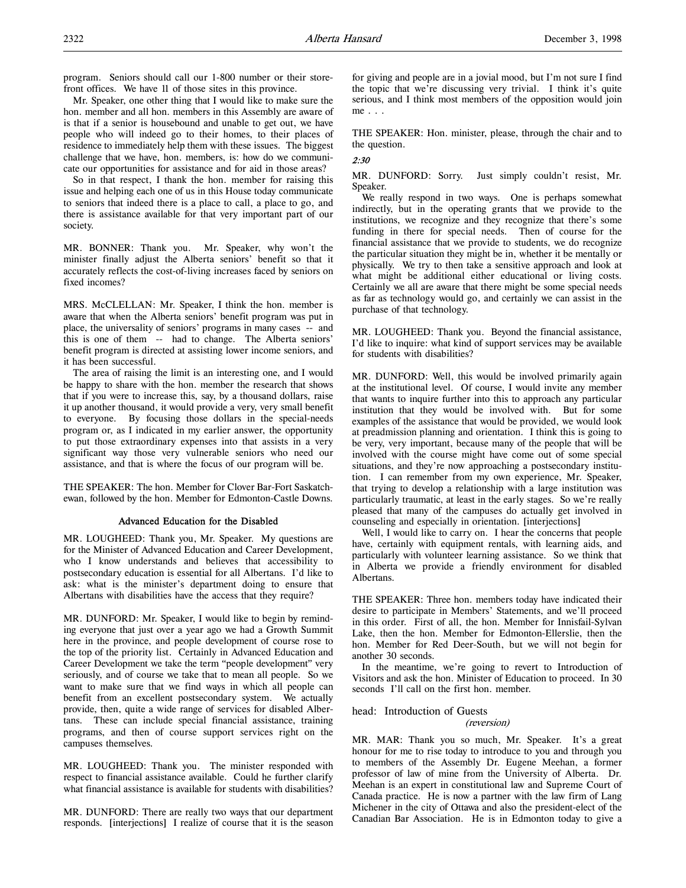program. Seniors should call our 1-800 number or their storefront offices. We have 11 of those sites in this province.

Mr. Speaker, one other thing that I would like to make sure the hon. member and all hon. members in this Assembly are aware of is that if a senior is housebound and unable to get out, we have people who will indeed go to their homes, to their places of residence to immediately help them with these issues. The biggest challenge that we have, hon. members, is: how do we communicate our opportunities for assistance and for aid in those areas?

So in that respect, I thank the hon. member for raising this issue and helping each one of us in this House today communicate to seniors that indeed there is a place to call, a place to go, and there is assistance available for that very important part of our society.

MR. BONNER: Thank you. Mr. Speaker, why won't the minister finally adjust the Alberta seniors' benefit so that it accurately reflects the cost-of-living increases faced by seniors on fixed incomes?

MRS. McCLELLAN: Mr. Speaker, I think the hon. member is aware that when the Alberta seniors' benefit program was put in place, the universality of seniors' programs in many cases -- and this is one of them -- had to change. The Alberta seniors' benefit program is directed at assisting lower income seniors, and it has been successful.

The area of raising the limit is an interesting one, and I would be happy to share with the hon. member the research that shows that if you were to increase this, say, by a thousand dollars, raise it up another thousand, it would provide a very, very small benefit to everyone. By focusing those dollars in the special-needs program or, as I indicated in my earlier answer, the opportunity to put those extraordinary expenses into that assists in a very significant way those very vulnerable seniors who need our assistance, and that is where the focus of our program will be.

THE SPEAKER: The hon. Member for Clover Bar-Fort Saskatchewan, followed by the hon. Member for Edmonton-Castle Downs.

## Advanced Education for the Disabled

MR. LOUGHEED: Thank you, Mr. Speaker. My questions are for the Minister of Advanced Education and Career Development, who I know understands and believes that accessibility to postsecondary education is essential for all Albertans. I'd like to ask: what is the minister's department doing to ensure that Albertans with disabilities have the access that they require?

MR. DUNFORD: Mr. Speaker, I would like to begin by reminding everyone that just over a year ago we had a Growth Summit here in the province, and people development of course rose to the top of the priority list. Certainly in Advanced Education and Career Development we take the term "people development" very seriously, and of course we take that to mean all people. So we want to make sure that we find ways in which all people can benefit from an excellent postsecondary system. We actually provide, then, quite a wide range of services for disabled Albertans. These can include special financial assistance, training programs, and then of course support services right on the campuses themselves.

MR. LOUGHEED: Thank you. The minister responded with respect to financial assistance available. Could he further clarify what financial assistance is available for students with disabilities?

MR. DUNFORD: There are really two ways that our department responds. [interjections] I realize of course that it is the season for giving and people are in a jovial mood, but I'm not sure I find the topic that we're discussing very trivial. I think it's quite serious, and I think most members of the opposition would join me . . .

THE SPEAKER: Hon. minister, please, through the chair and to the question.

*2:30*

MR. DUNFORD: Sorry. Just simply couldn't resist, Mr. Speaker.

We really respond in two ways. One is perhaps somewhat indirectly, but in the operating grants that we provide to the institutions, we recognize and they recognize that there's some funding in there for special needs. Then of course for the financial assistance that we provide to students, we do recognize the particular situation they might be in, whether it be mentally or physically. We try to then take a sensitive approach and look at what might be additional either educational or living costs. Certainly we all are aware that there might be some special needs as far as technology would go, and certainly we can assist in the purchase of that technology.

MR. LOUGHEED: Thank you. Beyond the financial assistance, I'd like to inquire: what kind of support services may be available for students with disabilities?

MR. DUNFORD: Well, this would be involved primarily again at the institutional level. Of course, I would invite any member that wants to inquire further into this to approach any particular institution that they would be involved with. But for some examples of the assistance that would be provided, we would look at preadmission planning and orientation. I think this is going to be very, very important, because many of the people that will be involved with the course might have come out of some special situations, and they're now approaching a postsecondary institution. I can remember from my own experience, Mr. Speaker, that trying to develop a relationship with a large institution was particularly traumatic, at least in the early stages. So we're really pleased that many of the campuses do actually get involved in counseling and especially in orientation. [interjections]

Well, I would like to carry on. I hear the concerns that people have, certainly with equipment rentals, with learning aids, and particularly with volunteer learning assistance. So we think that in Alberta we provide a friendly environment for disabled Albertans.

THE SPEAKER: Three hon. members today have indicated their desire to participate in Members' Statements, and we'll proceed in this order. First of all, the hon. Member for Innisfail-Sylvan Lake, then the hon. Member for Edmonton-Ellerslie, then the hon. Member for Red Deer-South, but we will not begin for another 30 seconds.

In the meantime, we're going to revert to Introduction of Visitors and ask the hon. Minister of Education to proceed. In 30 seconds I'll call on the first hon. member.

head: Introduction of Guests
*(reversion)*

MR. MAR: Thank you so much, Mr. Speaker. It's a great honour for me to rise today to introduce to you and through you to members of the Assembly Dr. Eugene Meehan, a former professor of law of mine from the University of Alberta. Dr. Meehan is an expert in constitutional law and Supreme Court of Canada practice. He is now a partner with the law firm of Lang Michener in the city of Ottawa and also the president-elect of the Canadian Bar Association. He is in Edmonton today to give a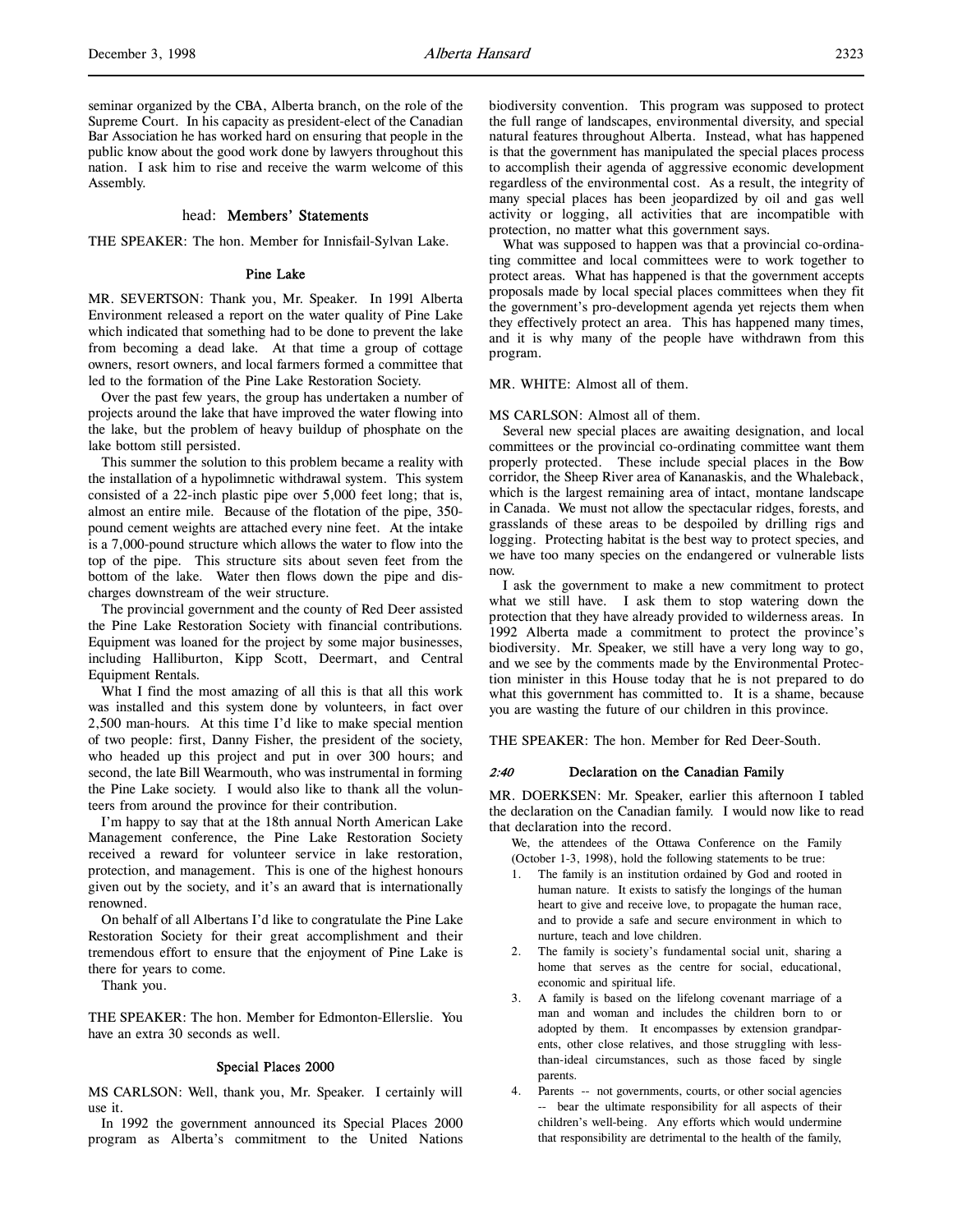seminar organized by the CBA, Alberta branch, on the role of the Supreme Court. In his capacity as president-elect of the Canadian Bar Association he has worked hard on ensuring that people in the public know about the good work done by lawyers throughout this nation. I ask him to rise and receive the warm welcome of this Assembly.

## head: Members' Statements

THE SPEAKER: The hon. Member for Innisfail-Sylvan Lake.

### Pine Lake

MR. SEVERTSON: Thank you, Mr. Speaker. In 1991 Alberta Environment released a report on the water quality of Pine Lake which indicated that something had to be done to prevent the lake from becoming a dead lake. At that time a group of cottage owners, resort owners, and local farmers formed a committee that led to the formation of the Pine Lake Restoration Society.

Over the past few years, the group has undertaken a number of projects around the lake that have improved the water flowing into the lake, but the problem of heavy buildup of phosphate on the lake bottom still persisted.

This summer the solution to this problem became a reality with the installation of a hypolimnetic withdrawal system. This system consisted of a 22-inch plastic pipe over 5,000 feet long; that is, almost an entire mile. Because of the flotation of the pipe, 350-pound cement weights are attached every nine feet. At the intake is a 7,000-pound structure which allows the water to flow into the top of the pipe. This structure sits about seven feet from the bottom of the lake. Water then flows down the pipe and discharges downstream of the weir structure.

The provincial government and the county of Red Deer assisted the Pine Lake Restoration Society with financial contributions. Equipment was loaned for the project by some major businesses, including Halliburton, Kipp Scott, Deermart, and Central Equipment Rentals.

What I find the most amazing of all this is that all this work was installed and this system done by volunteers, in fact over 2,500 man-hours. At this time I'd like to make special mention of two people: first, Danny Fisher, the president of the society, who headed up this project and put in over 300 hours; and second, the late Bill Wearmouth, who was instrumental in forming the Pine Lake society. I would also like to thank all the volunteers from around the province for their contribution.

I'm happy to say that at the 18th annual North American Lake Management conference, the Pine Lake Restoration Society received a reward for volunteer service in lake restoration, protection, and management. This is one of the highest honours given out by the society, and it's an award that is internationally renowned.

On behalf of all Albertans I'd like to congratulate the Pine Lake Restoration Society for their great accomplishment and their tremendous effort to ensure that the enjoyment of Pine Lake is there for years to come.

Thank you.

THE SPEAKER: The hon. Member for Edmonton-Ellerslie. You have an extra 30 seconds as well.

### Special Places 2000

MS CARLSON: Well, thank you, Mr. Speaker. I certainly will use it.

In 1992 the government announced its Special Places 2000 program as Alberta's commitment to the United Nations biodiversity convention. This program was supposed to protect the full range of landscapes, environmental diversity, and special natural features throughout Alberta. Instead, what has happened is that the government has manipulated the special places process to accomplish their agenda of aggressive economic development regardless of the environmental cost. As a result, the integrity of many special places has been jeopardized by oil and gas well activity or logging, all activities that are incompatible with protection, no matter what this government says.

What was supposed to happen was that a provincial co-ordinating committee and local committees were to work together to protect areas. What has happened is that the government accepts proposals made by local special places committees when they fit the government's pro-development agenda yet rejects them when they effectively protect an area. This has happened many times, and it is why many of the people have withdrawn from this program.

MR. WHITE: Almost all of them.

MS CARLSON: Almost all of them.

Several new special places are awaiting designation, and local committees or the provincial co-ordinating committee want them properly protected. These include special places in the Bow corridor, the Sheep River area of Kananaskis, and the Whaleback, which is the largest remaining area of intact, montane landscape in Canada. We must not allow the spectacular ridges, forests, and grasslands of these areas to be despoiled by drilling rigs and logging. Protecting habitat is the best way to protect species, and we have too many species on the endangered or vulnerable lists now.

I ask the government to make a new commitment to protect what we still have. I ask them to stop watering down the protection that they have already provided to wilderness areas. In 1992 Alberta made a commitment to protect the province's biodiversity. Mr. Speaker, we still have a very long way to go, and we see by the comments made by the Environmental Protection minister in this House today that he is not prepared to do what this government has committed to. It is a shame, because you are wasting the future of our children in this province.

THE SPEAKER: The hon. Member for Red Deer-South.

### *2:40* Declaration on the Canadian Family

MR. DOERKSEN: Mr. Speaker, earlier this afternoon I tabled the declaration on the Canadian family. I would now like to read that declaration into the record.

> We, the attendees of the Ottawa Conference on the Family (October 1-3, 1998), hold the following statements to be true:
>
> 1. The family is an institution ordained by God and rooted in human nature. It exists to satisfy the longings of the human heart to give and receive love, to propagate the human race, and to provide a safe and secure environment in which to nurture, teach and love children.
> 2. The family is society's fundamental social unit, sharing a home that serves as the centre for social, educational, economic and spiritual life.
> 3. A family is based on the lifelong covenant marriage of a man and woman and includes the children born to or adopted by them. It encompasses by extension grandparents, other close relatives, and those struggling with less-than-ideal circumstances, such as those faced by single parents.
> 4. Parents -- not governments, courts, or other social agencies -- bear the ultimate responsibility for all aspects of their children's well-being. Any efforts which would undermine that responsibility are detrimental to the health of the family,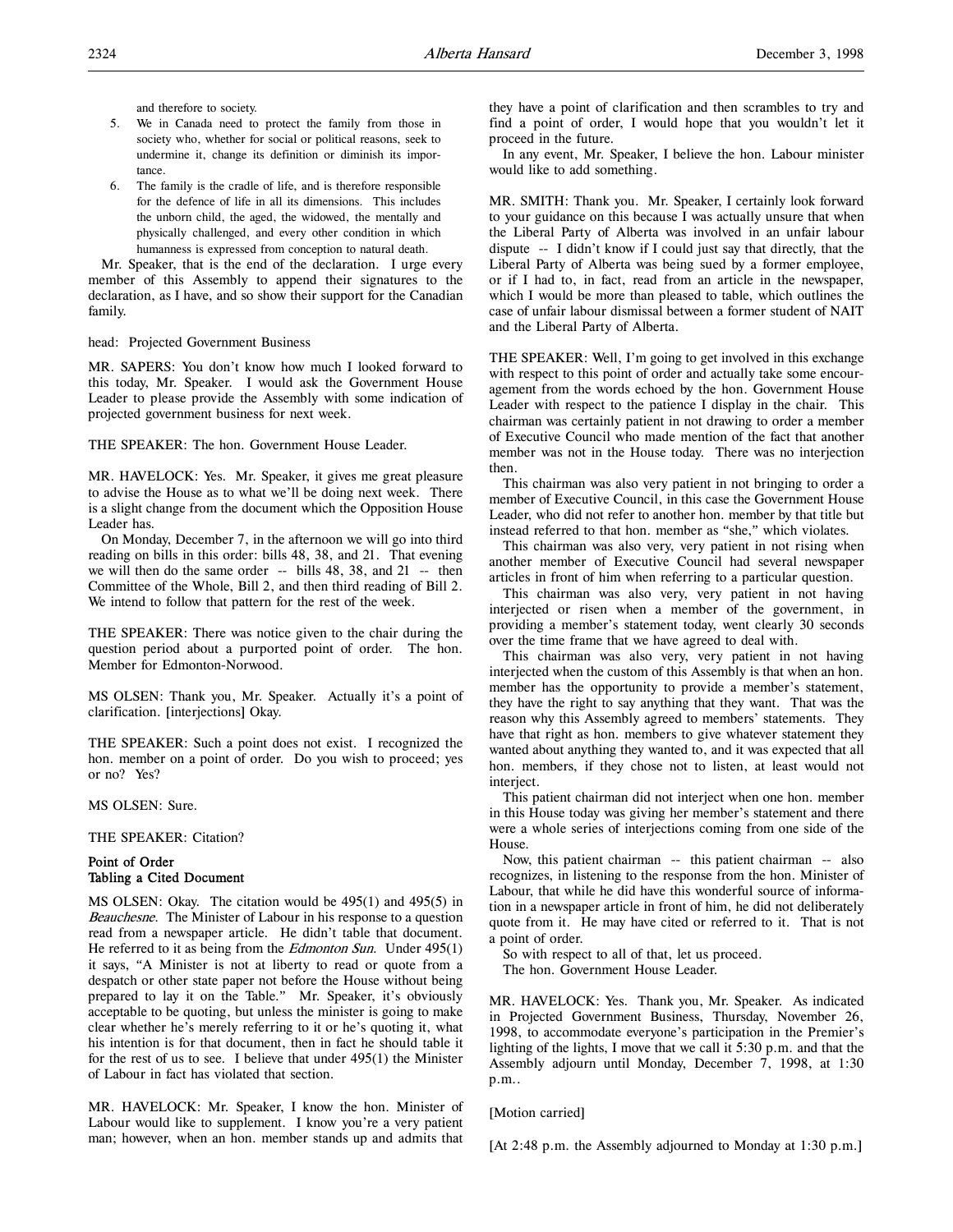and therefore to society.

5. We in Canada need to protect the family from those in society who, whether for social or political reasons, seek to undermine it, change its definition or diminish its importance.
6. The family is the cradle of life, and is therefore responsible for the defence of life in all its dimensions. This includes the unborn child, the aged, the widowed, the mentally and physically challenged, and every other condition in which humanness is expressed from conception to natural death.

Mr. Speaker, that is the end of the declaration. I urge every member of this Assembly to append their signatures to the declaration, as I have, and so show their support for the Canadian family.

head: Projected Government Business

MR. SAPERS: You don't know how much I looked forward to this today, Mr. Speaker. I would ask the Government House Leader to please provide the Assembly with some indication of projected government business for next week.

THE SPEAKER: The hon. Government House Leader.

MR. HAVELOCK: Yes. Mr. Speaker, it gives me great pleasure to advise the House as to what we'll be doing next week. There is a slight change from the document which the Opposition House Leader has.

On Monday, December 7, in the afternoon we will go into third reading on bills in this order: bills 48, 38, and 21. That evening we will then do the same order -- bills 48, 38, and 21 -- then Committee of the Whole, Bill 2, and then third reading of Bill 2. We intend to follow that pattern for the rest of the week.

THE SPEAKER: There was notice given to the chair during the question period about a purported point of order. The hon. Member for Edmonton-Norwood.

MS OLSEN: Thank you, Mr. Speaker. Actually it's a point of clarification. [interjections] Okay.

THE SPEAKER: Such a point does not exist. I recognized the hon. member on a point of order. Do you wish to proceed; yes or no? Yes?

MS OLSEN: Sure.

THE SPEAKER: Citation?

**Point of Order**
**Tabling a Cited Document**

MS OLSEN: Okay. The citation would be 495(1) and 495(5) in *Beauchesne*. The Minister of Labour in his response to a question read from a newspaper article. He didn't table that document. He referred to it as being from the *Edmonton Sun*. Under 495(1) it says, "A Minister is not at liberty to read or quote from a despatch or other state paper not before the House without being prepared to lay it on the Table." Mr. Speaker, it's obviously acceptable to be quoting, but unless the minister is going to make clear whether he's merely referring to it or he's quoting it, what his intention is for that document, then in fact he should table it for the rest of us to see. I believe that under 495(1) the Minister of Labour in fact has violated that section.

MR. HAVELOCK: Mr. Speaker, I know the hon. Minister of Labour would like to supplement. I know you're a very patient man; however, when an hon. member stands up and admits that they have a point of clarification and then scrambles to try and find a point of order, I would hope that you wouldn't let it proceed in the future.

In any event, Mr. Speaker, I believe the hon. Labour minister would like to add something.

MR. SMITH: Thank you. Mr. Speaker, I certainly look forward to your guidance on this because I was actually unsure that when the Liberal Party of Alberta was involved in an unfair labour dispute -- I didn't know if I could just say that directly, that the Liberal Party of Alberta was being sued by a former employee, or if I had to, in fact, read from an article in the newspaper, which I would be more than pleased to table, which outlines the case of unfair labour dismissal between a former student of NAIT and the Liberal Party of Alberta.

THE SPEAKER: Well, I'm going to get involved in this exchange with respect to this point of order and actually take some encouragement from the words echoed by the hon. Government House Leader with respect to the patience I display in the chair. This chairman was certainly patient in not drawing to order a member of Executive Council who made mention of the fact that another member was not in the House today. There was no interjection then.

This chairman was also very patient in not bringing to order a member of Executive Council, in this case the Government House Leader, who did not refer to another hon. member by that title but instead referred to that hon. member as "she," which violates.

This chairman was also very, very patient in not rising when another member of Executive Council had several newspaper articles in front of him when referring to a particular question.

This chairman was also very, very patient in not having interjected or risen when a member of the government, in providing a member's statement today, went clearly 30 seconds over the time frame that we have agreed to deal with.

This chairman was also very, very patient in not having interjected when the custom of this Assembly is that when an hon. member has the opportunity to provide a member's statement, they have the right to say anything that they want. That was the reason why this Assembly agreed to members' statements. They have that right as hon. members to give whatever statement they wanted about anything they wanted to, and it was expected that all hon. members, if they chose not to listen, at least would not interject.

This patient chairman did not interject when one hon. member in this House today was giving her member's statement and there were a whole series of interjections coming from one side of the House.

Now, this patient chairman -- this patient chairman -- also recognizes, in listening to the response from the hon. Minister of Labour, that while he did have this wonderful source of information in a newspaper article in front of him, he did not deliberately quote from it. He may have cited or referred to it. That is not a point of order.

So with respect to all of that, let us proceed.

The hon. Government House Leader.

MR. HAVELOCK: Yes. Thank you, Mr. Speaker. As indicated in Projected Government Business, Thursday, November 26, 1998, to accommodate everyone's participation in the Premier's lighting of the lights, I move that we call it 5:30 p.m. and that the Assembly adjourn until Monday, December 7, 1998, at 1:30 p.m..

[Motion carried]

[At 2:48 p.m. the Assembly adjourned to Monday at 1:30 p.m.]